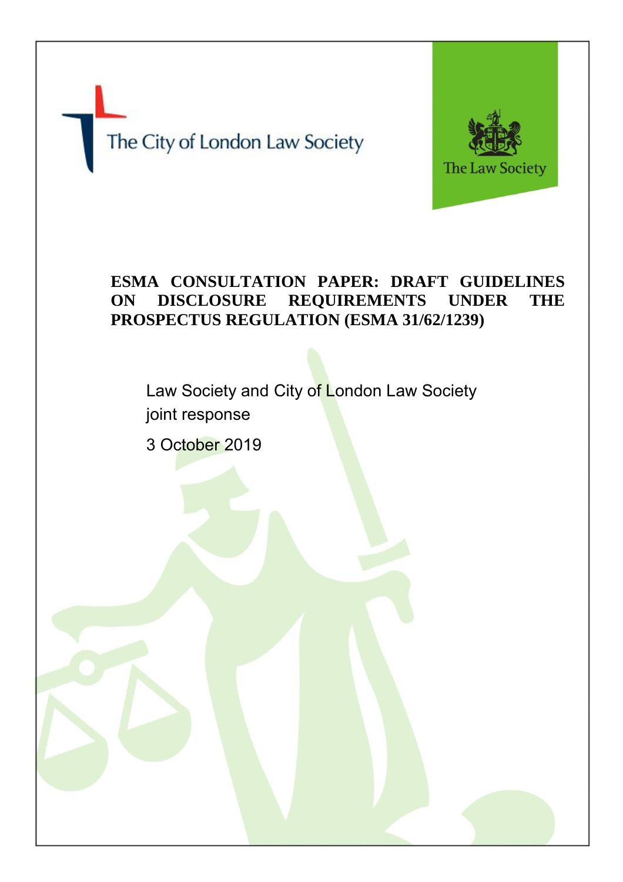The City of London Law Society

The Law Society

# ESMA CONSULTATION PAPER: DRAFT GUIDELINES ON DISCLOSURE REQUIREMENTS UNDER THE PROSPECTUS REGULATION (ESMA 31/62/1239)

Law Society and City of London Law Society joint response

3 October 2019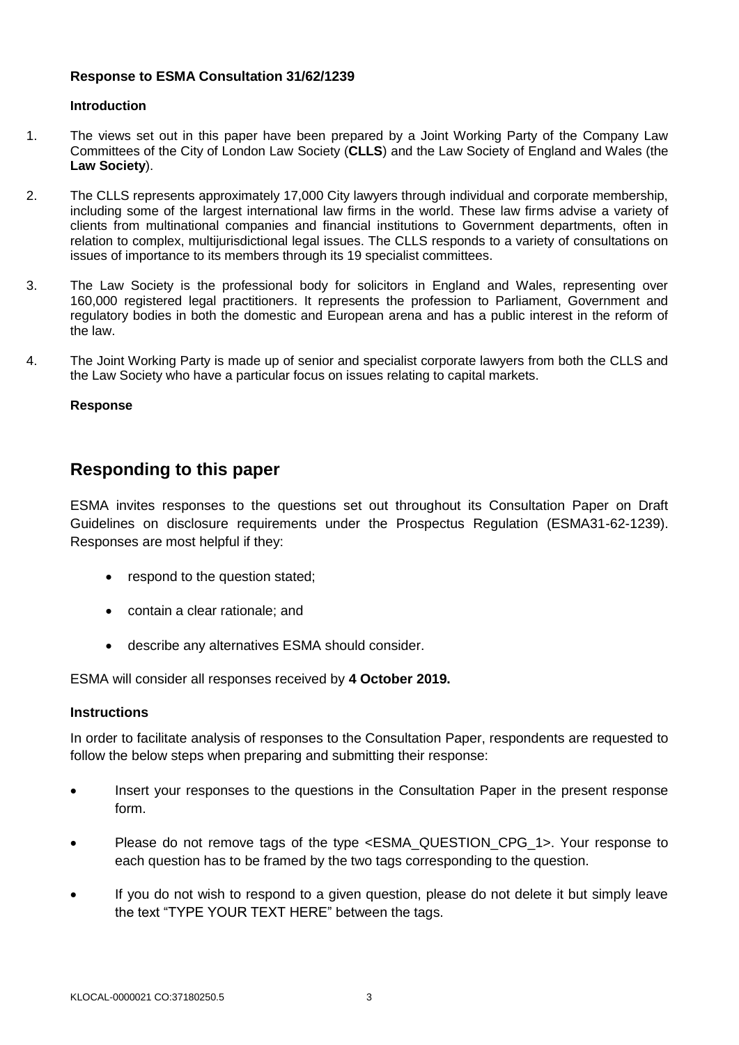**Response to ESMA Consultation 31/62/1239**

**Introduction**

1. The views set out in this paper have been prepared by a Joint Working Party of the Company Law Committees of the City of London Law Society (**CLLS**) and the Law Society of England and Wales (the **Law Society**).

2. The CLLS represents approximately 17,000 City lawyers through individual and corporate membership, including some of the largest international law firms in the world. These law firms advise a variety of clients from multinational companies and financial institutions to Government departments, often in relation to complex, multijurisdictional legal issues. The CLLS responds to a variety of consultations on issues of importance to its members through its 19 specialist committees.

3. The Law Society is the professional body for solicitors in England and Wales, representing over 160,000 registered legal practitioners. It represents the profession to Parliament, Government and regulatory bodies in both the domestic and European arena and has a public interest in the reform of the law.

4. The Joint Working Party is made up of senior and specialist corporate lawyers from both the CLLS and the Law Society who have a particular focus on issues relating to capital markets.

**Response**

## Responding to this paper

ESMA invites responses to the questions set out throughout its Consultation Paper on Draft Guidelines on disclosure requirements under the Prospectus Regulation (ESMA31-62-1239). Responses are most helpful if they:

- respond to the question stated;
- contain a clear rationale; and
- describe any alternatives ESMA should consider.

ESMA will consider all responses received by **4 October 2019.**

**Instructions**

In order to facilitate analysis of responses to the Consultation Paper, respondents are requested to follow the below steps when preparing and submitting their response:

- Insert your responses to the questions in the Consultation Paper in the present response form.
- Please do not remove tags of the type <ESMA_QUESTION_CPG_1>. Your response to each question has to be framed by the two tags corresponding to the question.
- If you do not wish to respond to a given question, please do not delete it but simply leave the text "TYPE YOUR TEXT HERE" between the tags.

KLOCAL-0000021 CO:37180250.5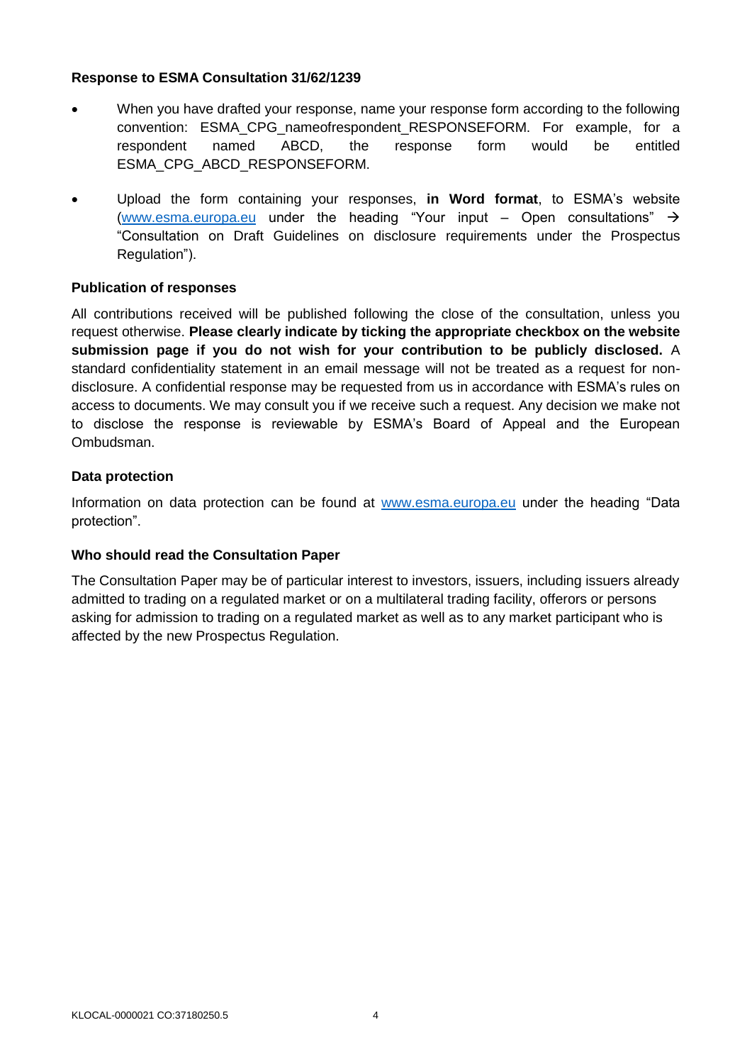**Response to ESMA Consultation 31/62/1239**

- When you have drafted your response, name your response form according to the following convention: ESMA_CPG_nameofrespondent_RESPONSEFORM. For example, for a respondent named ABCD, the response form would be entitled ESMA_CPG_ABCD_RESPONSEFORM.
- Upload the form containing your responses, **in Word format**, to ESMA's website (www.esma.europa.eu under the heading "Your input – Open consultations" → "Consultation on Draft Guidelines on disclosure requirements under the Prospectus Regulation").

**Publication of responses**

All contributions received will be published following the close of the consultation, unless you request otherwise. **Please clearly indicate by ticking the appropriate checkbox on the website submission page if you do not wish for your contribution to be publicly disclosed.** A standard confidentiality statement in an email message will not be treated as a request for non-disclosure. A confidential response may be requested from us in accordance with ESMA's rules on access to documents. We may consult you if we receive such a request. Any decision we make not to disclose the response is reviewable by ESMA's Board of Appeal and the European Ombudsman.

**Data protection**

Information on data protection can be found at www.esma.europa.eu under the heading "Data protection".

**Who should read the Consultation Paper**

The Consultation Paper may be of particular interest to investors, issuers, including issuers already admitted to trading on a regulated market or on a multilateral trading facility, offerors or persons asking for admission to trading on a regulated market as well as to any market participant who is affected by the new Prospectus Regulation.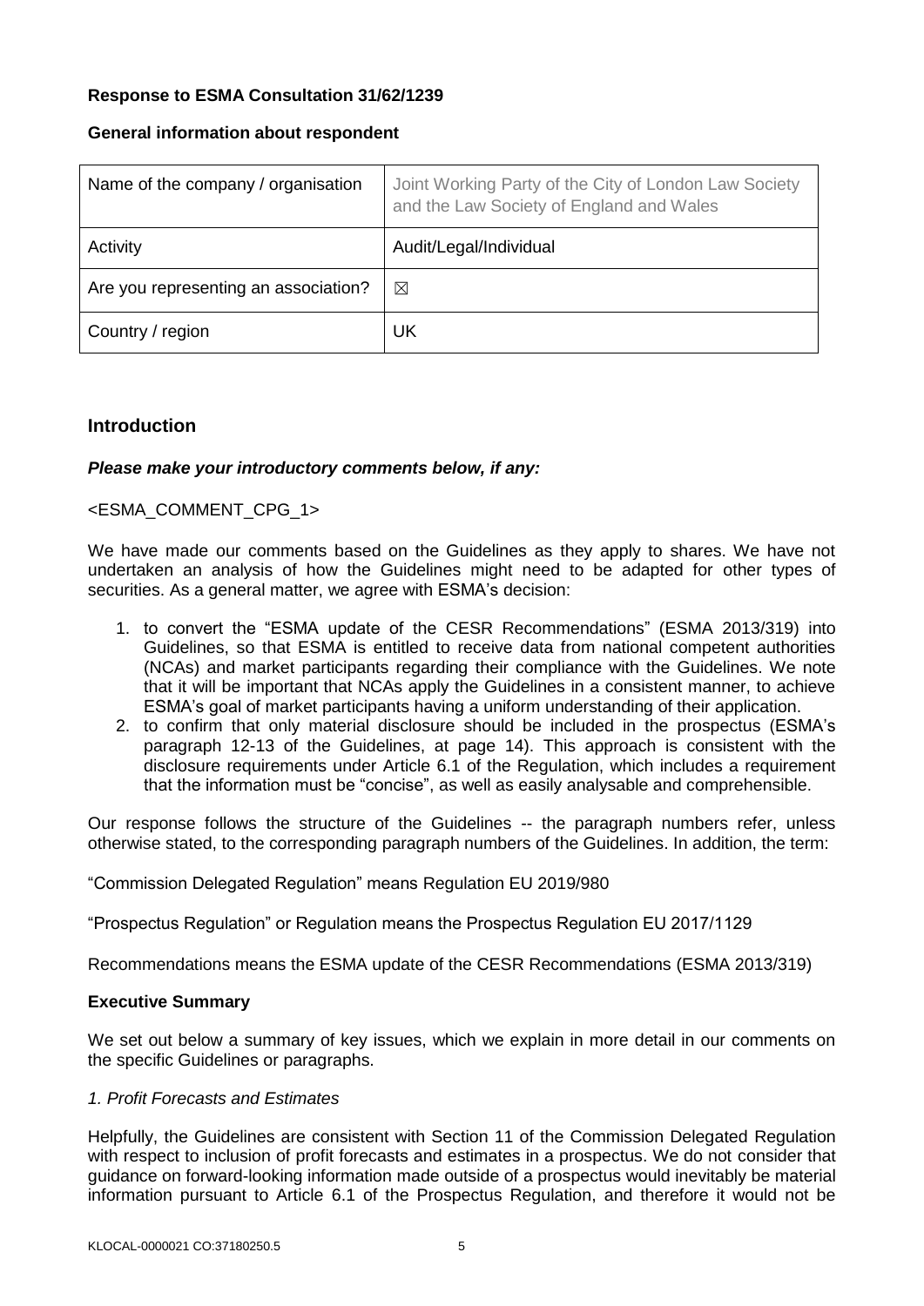**Response to ESMA Consultation 31/62/1239**

**General information about respondent**

| Name of the company / organisation | Joint Working Party of the City of London Law Society and the Law Society of England and Wales |
|---|---|
| Activity | Audit/Legal/Individual |
| Are you representing an association? | ☒ |
| Country / region | UK |

## Introduction

***Please make your introductory comments below, if any:***

<ESMA_COMMENT_CPG_1>

We have made our comments based on the Guidelines as they apply to shares. We have not undertaken an analysis of how the Guidelines might need to be adapted for other types of securities. As a general matter, we agree with ESMA's decision:

1. to convert the "ESMA update of the CESR Recommendations" (ESMA 2013/319) into Guidelines, so that ESMA is entitled to receive data from national competent authorities (NCAs) and market participants regarding their compliance with the Guidelines. We note that it will be important that NCAs apply the Guidelines in a consistent manner, to achieve ESMA's goal of market participants having a uniform understanding of their application.
2. to confirm that only material disclosure should be included in the prospectus (ESMA's paragraph 12-13 of the Guidelines, at page 14). This approach is consistent with the disclosure requirements under Article 6.1 of the Regulation, which includes a requirement that the information must be "concise", as well as easily analysable and comprehensible.

Our response follows the structure of the Guidelines -- the paragraph numbers refer, unless otherwise stated, to the corresponding paragraph numbers of the Guidelines. In addition, the term:

"Commission Delegated Regulation" means Regulation EU 2019/980

"Prospectus Regulation" or Regulation means the Prospectus Regulation EU 2017/1129

Recommendations means the ESMA update of the CESR Recommendations (ESMA 2013/319)

**Executive Summary**

We set out below a summary of key issues, which we explain in more detail in our comments on the specific Guidelines or paragraphs.

*1. Profit Forecasts and Estimates*

Helpfully, the Guidelines are consistent with Section 11 of the Commission Delegated Regulation with respect to inclusion of profit forecasts and estimates in a prospectus. We do not consider that guidance on forward-looking information made outside of a prospectus would inevitably be material information pursuant to Article 6.1 of the Prospectus Regulation, and therefore it would not be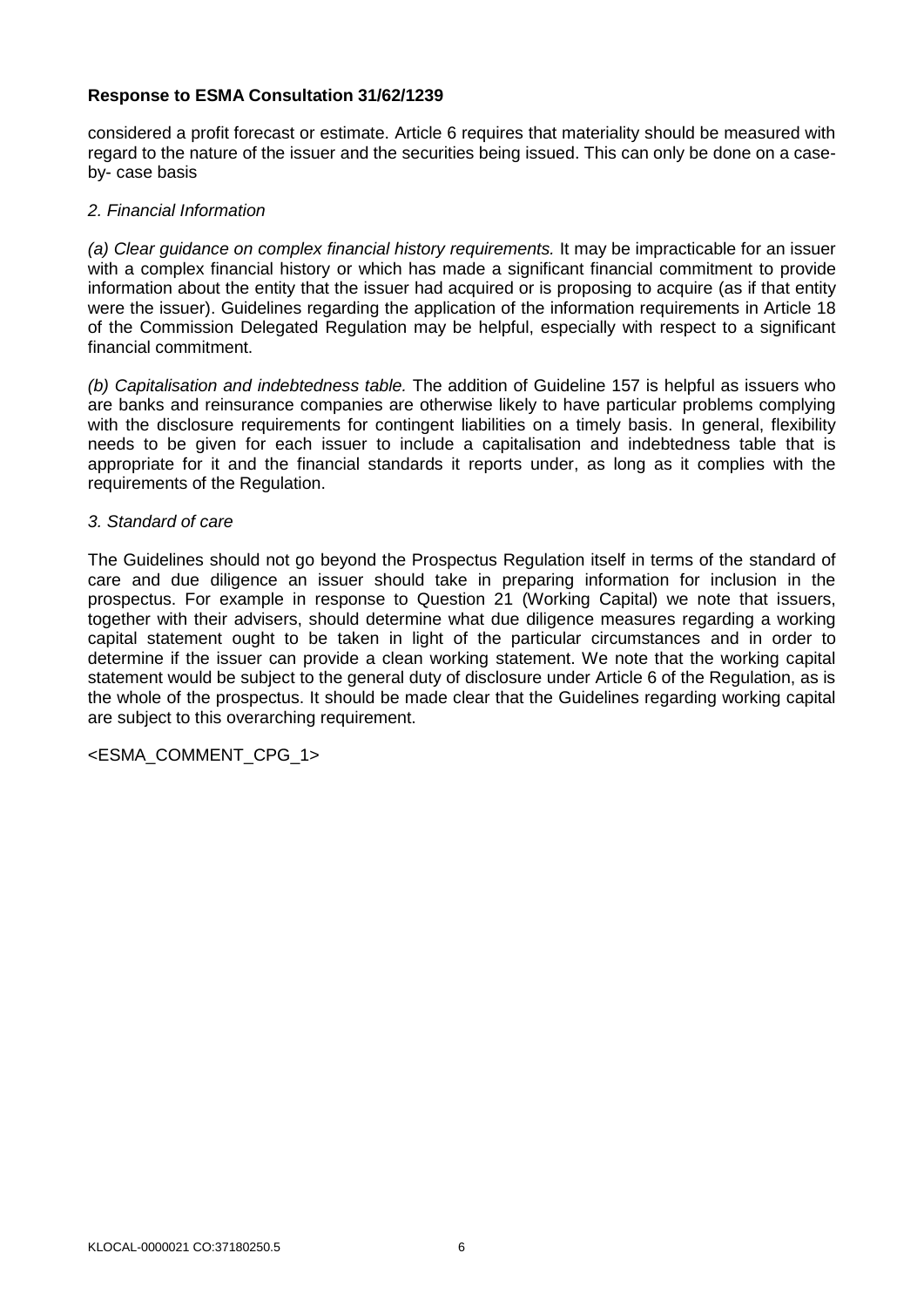**Response to ESMA Consultation 31/62/1239**

considered a profit forecast or estimate. Article 6 requires that materiality should be measured with regard to the nature of the issuer and the securities being issued. This can only be done on a case-by- case basis

*2. Financial Information*

*(a) Clear guidance on complex financial history requirements.* It may be impracticable for an issuer with a complex financial history or which has made a significant financial commitment to provide information about the entity that the issuer had acquired or is proposing to acquire (as if that entity were the issuer). Guidelines regarding the application of the information requirements in Article 18 of the Commission Delegated Regulation may be helpful, especially with respect to a significant financial commitment.

*(b) Capitalisation and indebtedness table.* The addition of Guideline 157 is helpful as issuers who are banks and reinsurance companies are otherwise likely to have particular problems complying with the disclosure requirements for contingent liabilities on a timely basis. In general, flexibility needs to be given for each issuer to include a capitalisation and indebtedness table that is appropriate for it and the financial standards it reports under, as long as it complies with the requirements of the Regulation.

*3. Standard of care*

The Guidelines should not go beyond the Prospectus Regulation itself in terms of the standard of care and due diligence an issuer should take in preparing information for inclusion in the prospectus. For example in response to Question 21 (Working Capital) we note that issuers, together with their advisers, should determine what due diligence measures regarding a working capital statement ought to be taken in light of the particular circumstances and in order to determine if the issuer can provide a clean working statement. We note that the working capital statement would be subject to the general duty of disclosure under Article 6 of the Regulation, as is the whole of the prospectus. It should be made clear that the Guidelines regarding working capital are subject to this overarching requirement.

<ESMA_COMMENT_CPG_1>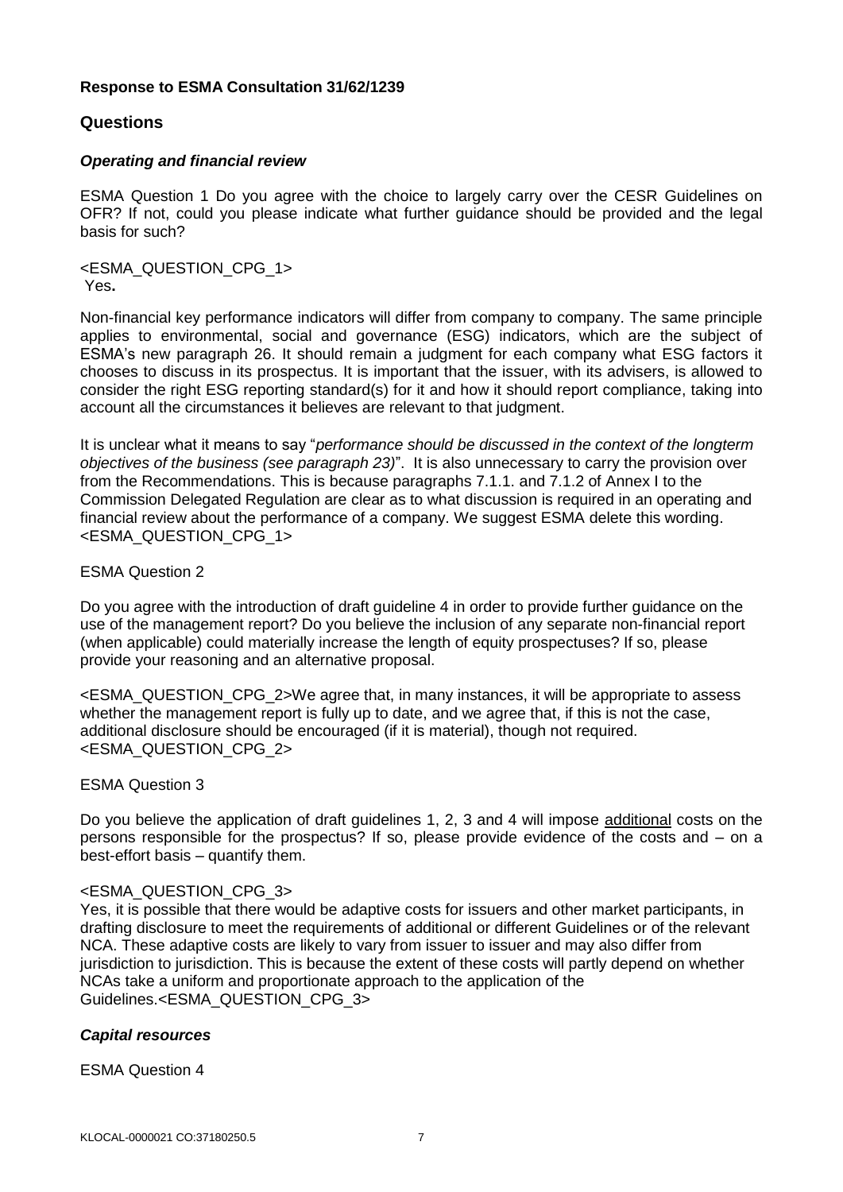**Response to ESMA Consultation 31/62/1239**

## Questions

### *Operating and financial review*

ESMA Question 1 Do you agree with the choice to largely carry over the CESR Guidelines on OFR? If not, could you please indicate what further guidance should be provided and the legal basis for such?

<ESMA_QUESTION_CPG_1>
Yes**.**

Non-financial key performance indicators will differ from company to company. The same principle applies to environmental, social and governance (ESG) indicators, which are the subject of ESMA's new paragraph 26. It should remain a judgment for each company what ESG factors it chooses to discuss in its prospectus. It is important that the issuer, with its advisers, is allowed to consider the right ESG reporting standard(s) for it and how it should report compliance, taking into account all the circumstances it believes are relevant to that judgment.

It is unclear what it means to say "*performance should be discussed in the context of the longterm objectives of the business (see paragraph 23)*". It is also unnecessary to carry the provision over from the Recommendations. This is because paragraphs 7.1.1. and 7.1.2 of Annex I to the Commission Delegated Regulation are clear as to what discussion is required in an operating and financial review about the performance of a company. We suggest ESMA delete this wording.
<ESMA_QUESTION_CPG_1>

ESMA Question 2

Do you agree with the introduction of draft guideline 4 in order to provide further guidance on the use of the management report? Do you believe the inclusion of any separate non-financial report (when applicable) could materially increase the length of equity prospectuses? If so, please provide your reasoning and an alternative proposal.

<ESMA_QUESTION_CPG_2>We agree that, in many instances, it will be appropriate to assess whether the management report is fully up to date, and we agree that, if this is not the case, additional disclosure should be encouraged (if it is material), though not required.
<ESMA_QUESTION_CPG_2>

ESMA Question 3

Do you believe the application of draft guidelines 1, 2, 3 and 4 will impose additional costs on the persons responsible for the prospectus? If so, please provide evidence of the costs and – on a best-effort basis – quantify them.

<ESMA_QUESTION_CPG_3>
Yes, it is possible that there would be adaptive costs for issuers and other market participants, in drafting disclosure to meet the requirements of additional or different Guidelines or of the relevant NCA. These adaptive costs are likely to vary from issuer to issuer and may also differ from jurisdiction to jurisdiction. This is because the extent of these costs will partly depend on whether NCAs take a uniform and proportionate approach to the application of the Guidelines.<ESMA_QUESTION_CPG_3>

### *Capital resources*

ESMA Question 4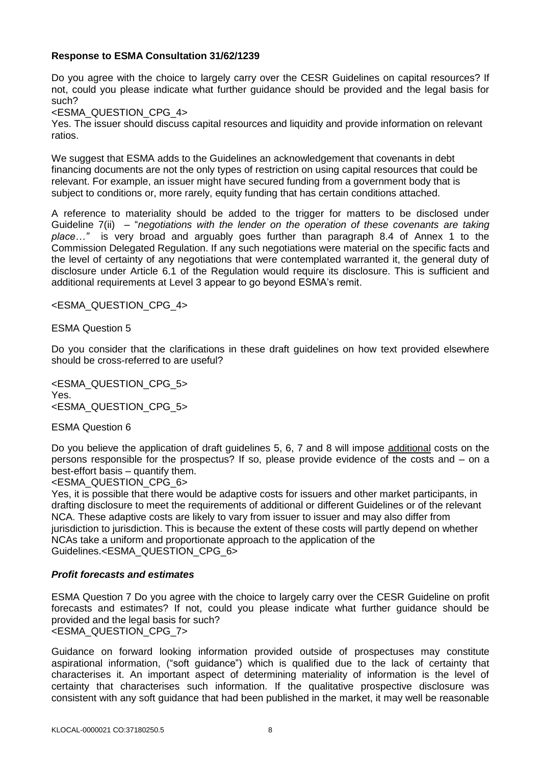**Response to ESMA Consultation 31/62/1239**

Do you agree with the choice to largely carry over the CESR Guidelines on capital resources? If not, could you please indicate what further guidance should be provided and the legal basis for such?

<ESMA_QUESTION_CPG_4>

Yes. The issuer should discuss capital resources and liquidity and provide information on relevant ratios.

We suggest that ESMA adds to the Guidelines an acknowledgement that covenants in debt financing documents are not the only types of restriction on using capital resources that could be relevant. For example, an issuer might have secured funding from a government body that is subject to conditions or, more rarely, equity funding that has certain conditions attached.

A reference to materiality should be added to the trigger for matters to be disclosed under Guideline 7(ii) – "*negotiations with the lender on the operation of these covenants are taking place…*" is very broad and arguably goes further than paragraph 8.4 of Annex 1 to the Commission Delegated Regulation. If any such negotiations were material on the specific facts and the level of certainty of any negotiations that were contemplated warranted it, the general duty of disclosure under Article 6.1 of the Regulation would require its disclosure. This is sufficient and additional requirements at Level 3 appear to go beyond ESMA's remit.

<ESMA_QUESTION_CPG_4>

ESMA Question 5

Do you consider that the clarifications in these draft guidelines on how text provided elsewhere should be cross-referred to are useful?

<ESMA_QUESTION_CPG_5>
Yes.
<ESMA_QUESTION_CPG_5>

ESMA Question 6

Do you believe the application of draft guidelines 5, 6, 7 and 8 will impose additional costs on the persons responsible for the prospectus? If so, please provide evidence of the costs and – on a best-effort basis – quantify them.

<ESMA_QUESTION_CPG_6>

Yes, it is possible that there would be adaptive costs for issuers and other market participants, in drafting disclosure to meet the requirements of additional or different Guidelines or of the relevant NCA. These adaptive costs are likely to vary from issuer to issuer and may also differ from jurisdiction to jurisdiction. This is because the extent of these costs will partly depend on whether NCAs take a uniform and proportionate approach to the application of the Guidelines.<ESMA_QUESTION_CPG_6>

***Profit forecasts and estimates***

ESMA Question 7 Do you agree with the choice to largely carry over the CESR Guideline on profit forecasts and estimates? If not, could you please indicate what further guidance should be provided and the legal basis for such?
<ESMA_QUESTION_CPG_7>

Guidance on forward looking information provided outside of prospectuses may constitute aspirational information, ("soft guidance") which is qualified due to the lack of certainty that characterises it. An important aspect of determining materiality of information is the level of certainty that characterises such information. If the qualitative prospective disclosure was consistent with any soft guidance that had been published in the market, it may well be reasonable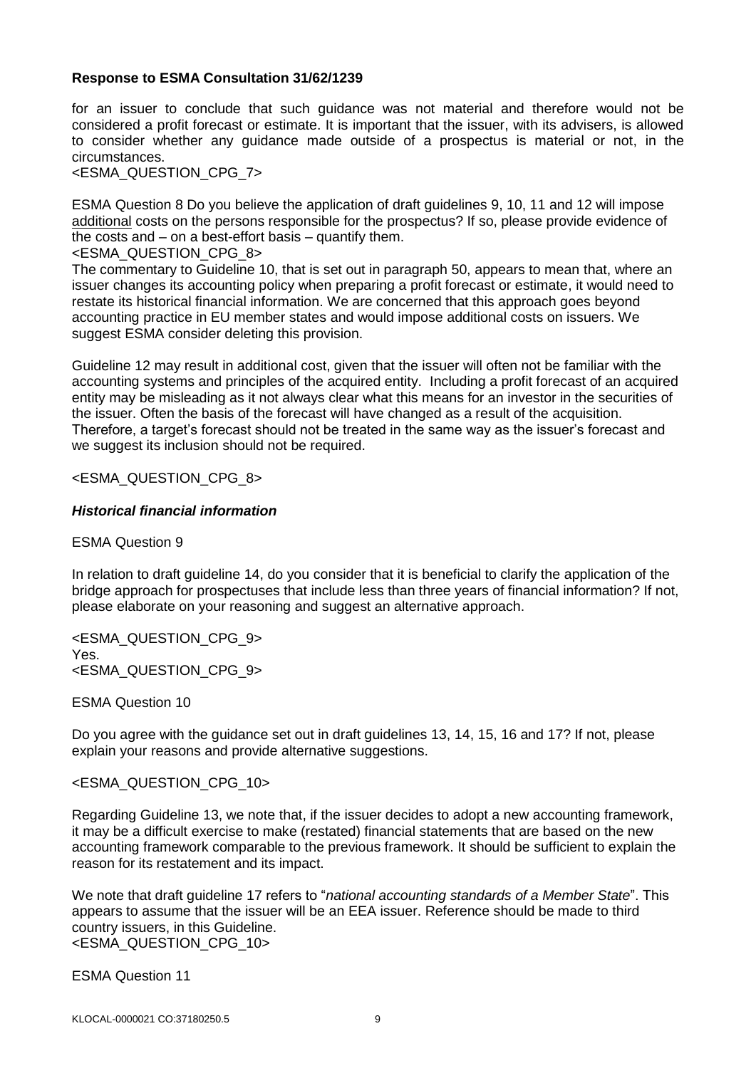**Response to ESMA Consultation 31/62/1239**

for an issuer to conclude that such guidance was not material and therefore would not be considered a profit forecast or estimate. It is important that the issuer, with its advisers, is allowed to consider whether any guidance made outside of a prospectus is material or not, in the circumstances.
<ESMA_QUESTION_CPG_7>

ESMA Question 8 Do you believe the application of draft guidelines 9, 10, 11 and 12 will impose additional costs on the persons responsible for the prospectus? If so, please provide evidence of the costs and – on a best-effort basis – quantify them.
<ESMA_QUESTION_CPG_8>
The commentary to Guideline 10, that is set out in paragraph 50, appears to mean that, where an issuer changes its accounting policy when preparing a profit forecast or estimate, it would need to restate its historical financial information. We are concerned that this approach goes beyond accounting practice in EU member states and would impose additional costs on issuers. We suggest ESMA consider deleting this provision.

Guideline 12 may result in additional cost, given that the issuer will often not be familiar with the accounting systems and principles of the acquired entity. Including a profit forecast of an acquired entity may be misleading as it not always clear what this means for an investor in the securities of the issuer. Often the basis of the forecast will have changed as a result of the acquisition. Therefore, a target's forecast should not be treated in the same way as the issuer's forecast and we suggest its inclusion should not be required.

<ESMA_QUESTION_CPG_8>

***Historical financial information***

ESMA Question 9

In relation to draft guideline 14, do you consider that it is beneficial to clarify the application of the bridge approach for prospectuses that include less than three years of financial information? If not, please elaborate on your reasoning and suggest an alternative approach.

<ESMA_QUESTION_CPG_9>
Yes.
<ESMA_QUESTION_CPG_9>

ESMA Question 10

Do you agree with the guidance set out in draft guidelines 13, 14, 15, 16 and 17? If not, please explain your reasons and provide alternative suggestions.

<ESMA_QUESTION_CPG_10>

Regarding Guideline 13, we note that, if the issuer decides to adopt a new accounting framework, it may be a difficult exercise to make (restated) financial statements that are based on the new accounting framework comparable to the previous framework. It should be sufficient to explain the reason for its restatement and its impact.

We note that draft guideline 17 refers to "*national accounting standards of a Member State*". This appears to assume that the issuer will be an EEA issuer. Reference should be made to third country issuers, in this Guideline.
<ESMA_QUESTION_CPG_10>

ESMA Question 11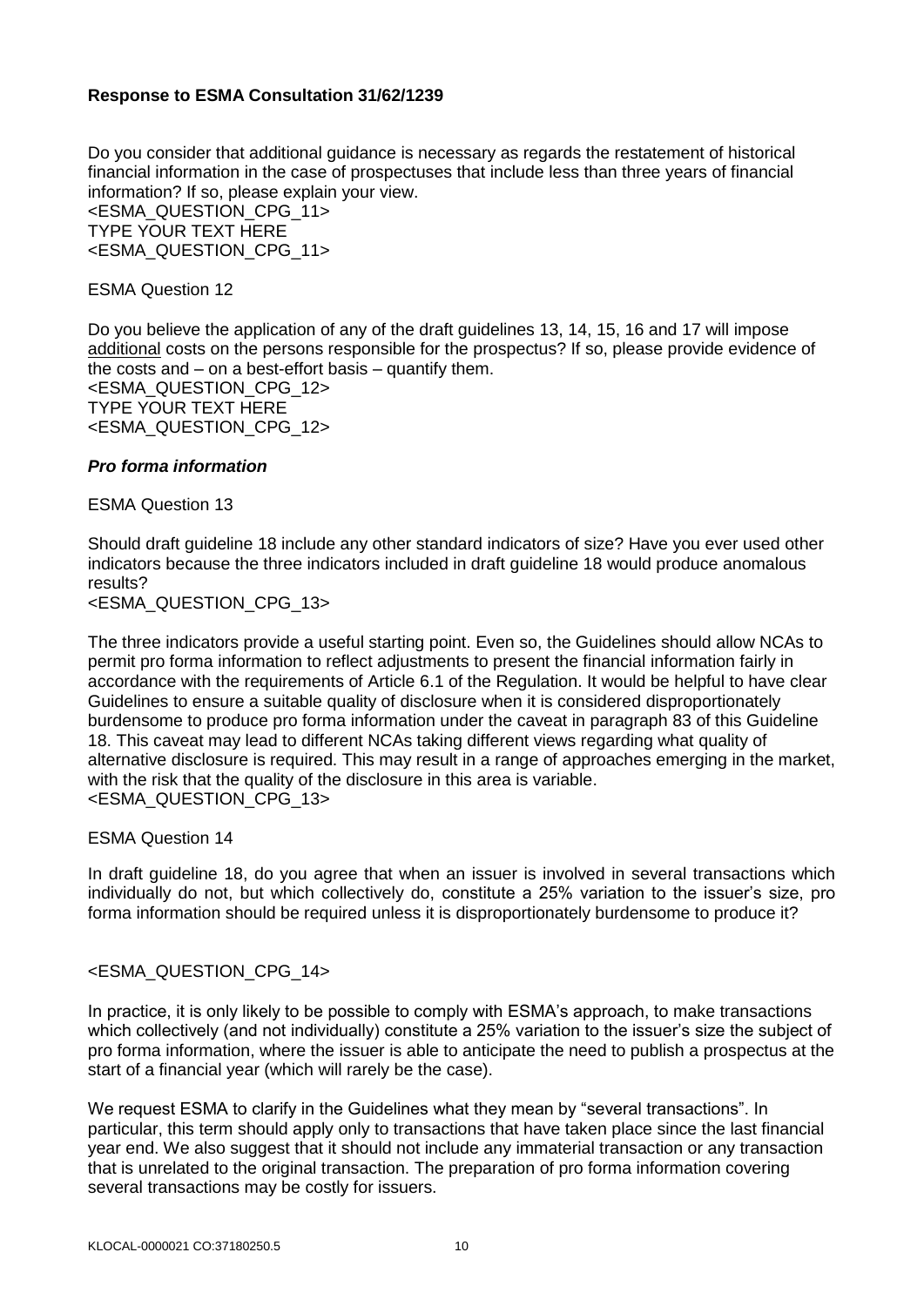**Response to ESMA Consultation 31/62/1239**

Do you consider that additional guidance is necessary as regards the restatement of historical financial information in the case of prospectuses that include less than three years of financial information? If so, please explain your view.
<ESMA_QUESTION_CPG_11>
TYPE YOUR TEXT HERE
<ESMA_QUESTION_CPG_11>

ESMA Question 12

Do you believe the application of any of the draft guidelines 13, 14, 15, 16 and 17 will impose additional costs on the persons responsible for the prospectus? If so, please provide evidence of the costs and – on a best-effort basis – quantify them.
<ESMA_QUESTION_CPG_12>
TYPE YOUR TEXT HERE
<ESMA_QUESTION_CPG_12>

***Pro forma information***

ESMA Question 13

Should draft guideline 18 include any other standard indicators of size? Have you ever used other indicators because the three indicators included in draft guideline 18 would produce anomalous results?
<ESMA_QUESTION_CPG_13>

The three indicators provide a useful starting point. Even so, the Guidelines should allow NCAs to permit pro forma information to reflect adjustments to present the financial information fairly in accordance with the requirements of Article 6.1 of the Regulation. It would be helpful to have clear Guidelines to ensure a suitable quality of disclosure when it is considered disproportionately burdensome to produce pro forma information under the caveat in paragraph 83 of this Guideline 18. This caveat may lead to different NCAs taking different views regarding what quality of alternative disclosure is required. This may result in a range of approaches emerging in the market, with the risk that the quality of the disclosure in this area is variable.
<ESMA_QUESTION_CPG_13>

ESMA Question 14

In draft guideline 18, do you agree that when an issuer is involved in several transactions which individually do not, but which collectively do, constitute a 25% variation to the issuer's size, pro forma information should be required unless it is disproportionately burdensome to produce it?

<ESMA_QUESTION_CPG_14>

In practice, it is only likely to be possible to comply with ESMA's approach, to make transactions which collectively (and not individually) constitute a 25% variation to the issuer's size the subject of pro forma information, where the issuer is able to anticipate the need to publish a prospectus at the start of a financial year (which will rarely be the case).

We request ESMA to clarify in the Guidelines what they mean by "several transactions". In particular, this term should apply only to transactions that have taken place since the last financial year end. We also suggest that it should not include any immaterial transaction or any transaction that is unrelated to the original transaction. The preparation of pro forma information covering several transactions may be costly for issuers.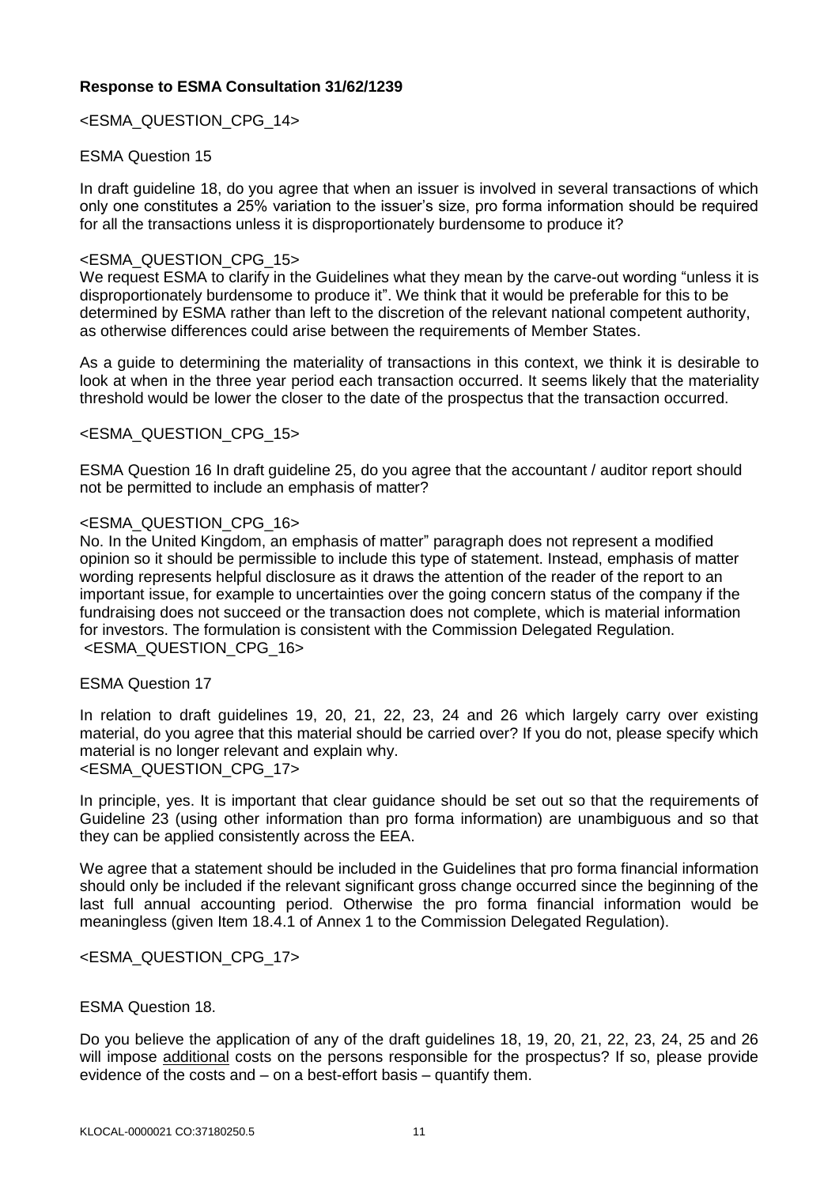**Response to ESMA Consultation 31/62/1239**

<ESMA_QUESTION_CPG_14>

ESMA Question 15

In draft guideline 18, do you agree that when an issuer is involved in several transactions of which only one constitutes a 25% variation to the issuer's size, pro forma information should be required for all the transactions unless it is disproportionately burdensome to produce it?

<ESMA_QUESTION_CPG_15>
We request ESMA to clarify in the Guidelines what they mean by the carve-out wording "unless it is disproportionately burdensome to produce it". We think that it would be preferable for this to be determined by ESMA rather than left to the discretion of the relevant national competent authority, as otherwise differences could arise between the requirements of Member States.

As a guide to determining the materiality of transactions in this context, we think it is desirable to look at when in the three year period each transaction occurred. It seems likely that the materiality threshold would be lower the closer to the date of the prospectus that the transaction occurred.

<ESMA_QUESTION_CPG_15>

ESMA Question 16 In draft guideline 25, do you agree that the accountant / auditor report should not be permitted to include an emphasis of matter?

<ESMA_QUESTION_CPG_16>
No. In the United Kingdom, an emphasis of matter" paragraph does not represent a modified opinion so it should be permissible to include this type of statement. Instead, emphasis of matter wording represents helpful disclosure as it draws the attention of the reader of the report to an important issue, for example to uncertainties over the going concern status of the company if the fundraising does not succeed or the transaction does not complete, which is material information for investors. The formulation is consistent with the Commission Delegated Regulation.
<ESMA_QUESTION_CPG_16>

ESMA Question 17

In relation to draft guidelines 19, 20, 21, 22, 23, 24 and 26 which largely carry over existing material, do you agree that this material should be carried over? If you do not, please specify which material is no longer relevant and explain why.
<ESMA_QUESTION_CPG_17>

In principle, yes. It is important that clear guidance should be set out so that the requirements of Guideline 23 (using other information than pro forma information) are unambiguous and so that they can be applied consistently across the EEA.

We agree that a statement should be included in the Guidelines that pro forma financial information should only be included if the relevant significant gross change occurred since the beginning of the last full annual accounting period. Otherwise the pro forma financial information would be meaningless (given Item 18.4.1 of Annex 1 to the Commission Delegated Regulation).

<ESMA_QUESTION_CPG_17>

ESMA Question 18.

Do you believe the application of any of the draft guidelines 18, 19, 20, 21, 22, 23, 24, 25 and 26 will impose additional costs on the persons responsible for the prospectus? If so, please provide evidence of the costs and – on a best-effort basis – quantify them.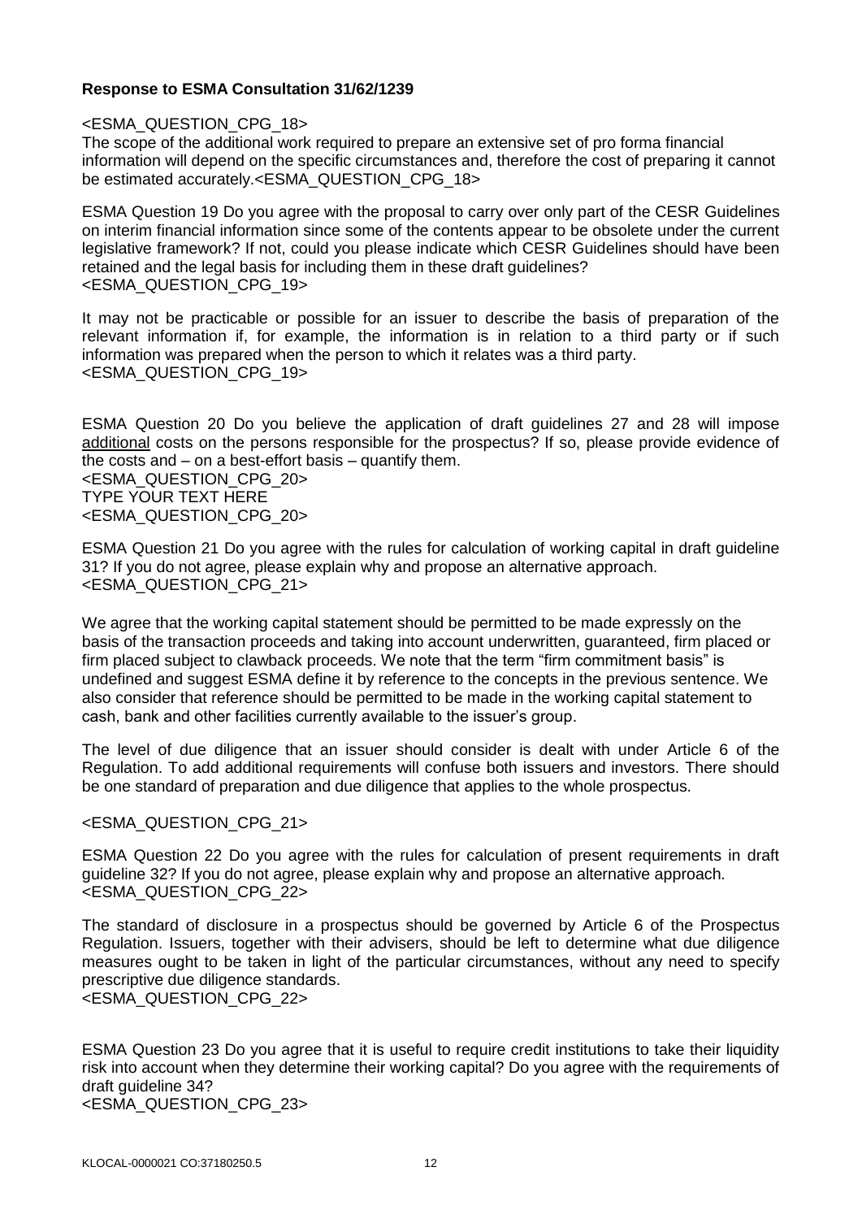**Response to ESMA Consultation 31/62/1239**

<ESMA_QUESTION_CPG_18>
The scope of the additional work required to prepare an extensive set of pro forma financial information will depend on the specific circumstances and, therefore the cost of preparing it cannot be estimated accurately.<ESMA_QUESTION_CPG_18>

ESMA Question 19 Do you agree with the proposal to carry over only part of the CESR Guidelines on interim financial information since some of the contents appear to be obsolete under the current legislative framework? If not, could you please indicate which CESR Guidelines should have been retained and the legal basis for including them in these draft guidelines?
<ESMA_QUESTION_CPG_19>

It may not be practicable or possible for an issuer to describe the basis of preparation of the relevant information if, for example, the information is in relation to a third party or if such information was prepared when the person to which it relates was a third party.
<ESMA_QUESTION_CPG_19>

ESMA Question 20 Do you believe the application of draft guidelines 27 and 28 will impose additional costs on the persons responsible for the prospectus? If so, please provide evidence of the costs and – on a best-effort basis – quantify them.
<ESMA_QUESTION_CPG_20>
TYPE YOUR TEXT HERE
<ESMA_QUESTION_CPG_20>

ESMA Question 21 Do you agree with the rules for calculation of working capital in draft guideline 31? If you do not agree, please explain why and propose an alternative approach.
<ESMA_QUESTION_CPG_21>

We agree that the working capital statement should be permitted to be made expressly on the basis of the transaction proceeds and taking into account underwritten, guaranteed, firm placed or firm placed subject to clawback proceeds. We note that the term "firm commitment basis" is undefined and suggest ESMA define it by reference to the concepts in the previous sentence. We also consider that reference should be permitted to be made in the working capital statement to cash, bank and other facilities currently available to the issuer's group.

The level of due diligence that an issuer should consider is dealt with under Article 6 of the Regulation. To add additional requirements will confuse both issuers and investors. There should be one standard of preparation and due diligence that applies to the whole prospectus.

<ESMA_QUESTION_CPG_21>

ESMA Question 22 Do you agree with the rules for calculation of present requirements in draft guideline 32? If you do not agree, please explain why and propose an alternative approach.
<ESMA_QUESTION_CPG_22>

The standard of disclosure in a prospectus should be governed by Article 6 of the Prospectus Regulation. Issuers, together with their advisers, should be left to determine what due diligence measures ought to be taken in light of the particular circumstances, without any need to specify prescriptive due diligence standards.
<ESMA_QUESTION_CPG_22>

ESMA Question 23 Do you agree that it is useful to require credit institutions to take their liquidity risk into account when they determine their working capital? Do you agree with the requirements of draft guideline 34?
<ESMA_QUESTION_CPG_23>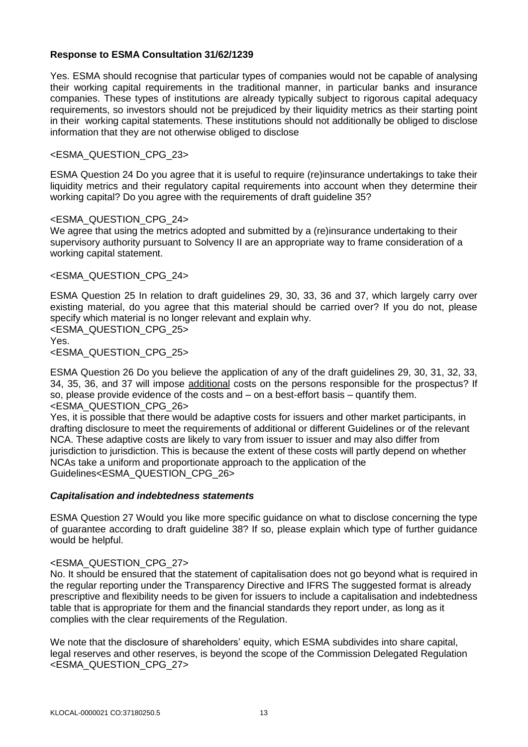**Response to ESMA Consultation 31/62/1239**

Yes. ESMA should recognise that particular types of companies would not be capable of analysing their working capital requirements in the traditional manner, in particular banks and insurance companies. These types of institutions are already typically subject to rigorous capital adequacy requirements, so investors should not be prejudiced by their liquidity metrics as their starting point in their working capital statements. These institutions should not additionally be obliged to disclose information that they are not otherwise obliged to disclose

<ESMA_QUESTION_CPG_23>

ESMA Question 24 Do you agree that it is useful to require (re)insurance undertakings to take their liquidity metrics and their regulatory capital requirements into account when they determine their working capital? Do you agree with the requirements of draft guideline 35?

<ESMA_QUESTION_CPG_24>
We agree that using the metrics adopted and submitted by a (re)insurance undertaking to their supervisory authority pursuant to Solvency II are an appropriate way to frame consideration of a working capital statement.

<ESMA_QUESTION_CPG_24>

ESMA Question 25 In relation to draft guidelines 29, 30, 33, 36 and 37, which largely carry over existing material, do you agree that this material should be carried over? If you do not, please specify which material is no longer relevant and explain why.
<ESMA_QUESTION_CPG_25>
Yes.
<ESMA_QUESTION_CPG_25>

ESMA Question 26 Do you believe the application of any of the draft guidelines 29, 30, 31, 32, 33, 34, 35, 36, and 37 will impose additional costs on the persons responsible for the prospectus? If so, please provide evidence of the costs and – on a best-effort basis – quantify them.
<ESMA_QUESTION_CPG_26>
Yes, it is possible that there would be adaptive costs for issuers and other market participants, in drafting disclosure to meet the requirements of additional or different Guidelines or of the relevant NCA. These adaptive costs are likely to vary from issuer to issuer and may also differ from jurisdiction to jurisdiction. This is because the extent of these costs will partly depend on whether NCAs take a uniform and proportionate approach to the application of the Guidelines<ESMA_QUESTION_CPG_26>

***Capitalisation and indebtedness statements***

ESMA Question 27 Would you like more specific guidance on what to disclose concerning the type of guarantee according to draft guideline 38? If so, please explain which type of further guidance would be helpful.

<ESMA_QUESTION_CPG_27>
No. It should be ensured that the statement of capitalisation does not go beyond what is required in the regular reporting under the Transparency Directive and IFRS The suggested format is already prescriptive and flexibility needs to be given for issuers to include a capitalisation and indebtedness table that is appropriate for them and the financial standards they report under, as long as it complies with the clear requirements of the Regulation.

We note that the disclosure of shareholders' equity, which ESMA subdivides into share capital, legal reserves and other reserves, is beyond the scope of the Commission Delegated Regulation
<ESMA_QUESTION_CPG_27>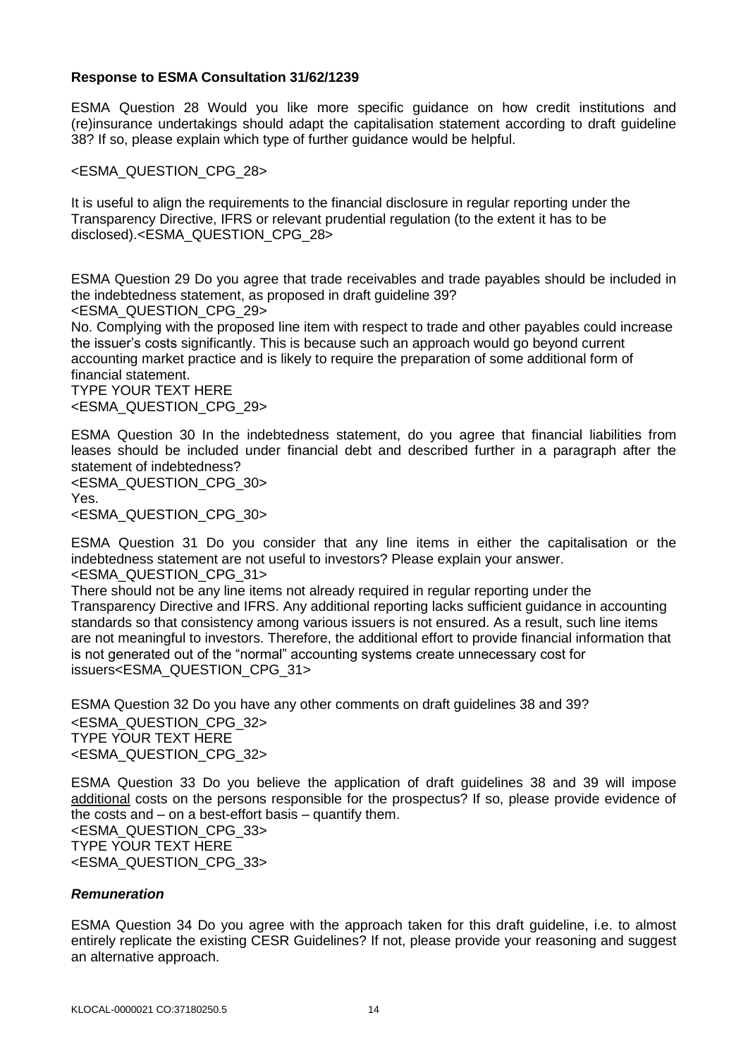**Response to ESMA Consultation 31/62/1239**

ESMA Question 28 Would you like more specific guidance on how credit institutions and (re)insurance undertakings should adapt the capitalisation statement according to draft guideline 38? If so, please explain which type of further guidance would be helpful.

<ESMA_QUESTION_CPG_28>

It is useful to align the requirements to the financial disclosure in regular reporting under the Transparency Directive, IFRS or relevant prudential regulation (to the extent it has to be disclosed).<ESMA_QUESTION_CPG_28>

ESMA Question 29 Do you agree that trade receivables and trade payables should be included in the indebtedness statement, as proposed in draft guideline 39?

<ESMA_QUESTION_CPG_29>

No. Complying with the proposed line item with respect to trade and other payables could increase the issuer's costs significantly. This is because such an approach would go beyond current accounting market practice and is likely to require the preparation of some additional form of financial statement.

TYPE YOUR TEXT HERE

<ESMA_QUESTION_CPG_29>

ESMA Question 30 In the indebtedness statement, do you agree that financial liabilities from leases should be included under financial debt and described further in a paragraph after the statement of indebtedness?

<ESMA_QUESTION_CPG_30>

Yes.

<ESMA_QUESTION_CPG_30>

ESMA Question 31 Do you consider that any line items in either the capitalisation or the indebtedness statement are not useful to investors? Please explain your answer.

<ESMA_QUESTION_CPG_31>

There should not be any line items not already required in regular reporting under the Transparency Directive and IFRS. Any additional reporting lacks sufficient guidance in accounting standards so that consistency among various issuers is not ensured. As a result, such line items are not meaningful to investors. Therefore, the additional effort to provide financial information that is not generated out of the "normal" accounting systems create unnecessary cost for issuers<ESMA_QUESTION_CPG_31>

ESMA Question 32 Do you have any other comments on draft guidelines 38 and 39?

<ESMA_QUESTION_CPG_32>

TYPE YOUR TEXT HERE

<ESMA_QUESTION_CPG_32>

ESMA Question 33 Do you believe the application of draft guidelines 38 and 39 will impose additional costs on the persons responsible for the prospectus? If so, please provide evidence of the costs and – on a best-effort basis – quantify them.

<ESMA_QUESTION_CPG_33>

TYPE YOUR TEXT HERE

<ESMA_QUESTION_CPG_33>

***Remuneration***

ESMA Question 34 Do you agree with the approach taken for this draft guideline, i.e. to almost entirely replicate the existing CESR Guidelines? If not, please provide your reasoning and suggest an alternative approach.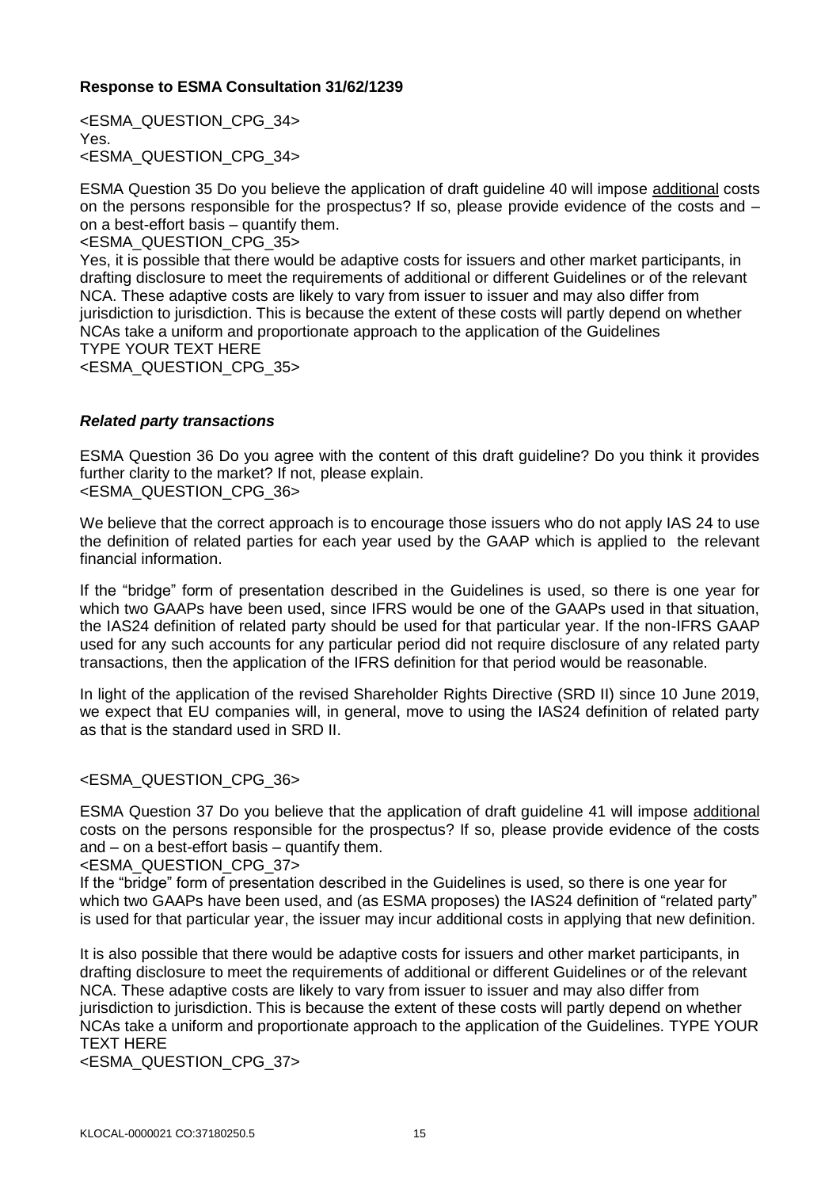**Response to ESMA Consultation 31/62/1239**

<ESMA_QUESTION_CPG_34>
Yes.
<ESMA_QUESTION_CPG_34>

ESMA Question 35 Do you believe the application of draft guideline 40 will impose additional costs on the persons responsible for the prospectus? If so, please provide evidence of the costs and – on a best-effort basis – quantify them.
<ESMA_QUESTION_CPG_35>
Yes, it is possible that there would be adaptive costs for issuers and other market participants, in drafting disclosure to meet the requirements of additional or different Guidelines or of the relevant NCA. These adaptive costs are likely to vary from issuer to issuer and may also differ from jurisdiction to jurisdiction. This is because the extent of these costs will partly depend on whether NCAs take a uniform and proportionate approach to the application of the Guidelines
TYPE YOUR TEXT HERE
<ESMA_QUESTION_CPG_35>

***Related party transactions***

ESMA Question 36 Do you agree with the content of this draft guideline? Do you think it provides further clarity to the market? If not, please explain.
<ESMA_QUESTION_CPG_36>

We believe that the correct approach is to encourage those issuers who do not apply IAS 24 to use the definition of related parties for each year used by the GAAP which is applied to the relevant financial information.

If the "bridge" form of presentation described in the Guidelines is used, so there is one year for which two GAAPs have been used, since IFRS would be one of the GAAPs used in that situation, the IAS24 definition of related party should be used for that particular year. If the non-IFRS GAAP used for any such accounts for any particular period did not require disclosure of any related party transactions, then the application of the IFRS definition for that period would be reasonable.

In light of the application of the revised Shareholder Rights Directive (SRD II) since 10 June 2019, we expect that EU companies will, in general, move to using the IAS24 definition of related party as that is the standard used in SRD II.

<ESMA_QUESTION_CPG_36>

ESMA Question 37 Do you believe that the application of draft guideline 41 will impose additional costs on the persons responsible for the prospectus? If so, please provide evidence of the costs and – on a best-effort basis – quantify them.
<ESMA_QUESTION_CPG_37>
If the "bridge" form of presentation described in the Guidelines is used, so there is one year for which two GAAPs have been used, and (as ESMA proposes) the IAS24 definition of "related party" is used for that particular year, the issuer may incur additional costs in applying that new definition.

It is also possible that there would be adaptive costs for issuers and other market participants, in drafting disclosure to meet the requirements of additional or different Guidelines or of the relevant NCA. These adaptive costs are likely to vary from issuer to issuer and may also differ from jurisdiction to jurisdiction. This is because the extent of these costs will partly depend on whether NCAs take a uniform and proportionate approach to the application of the Guidelines. TYPE YOUR TEXT HERE
<ESMA_QUESTION_CPG_37>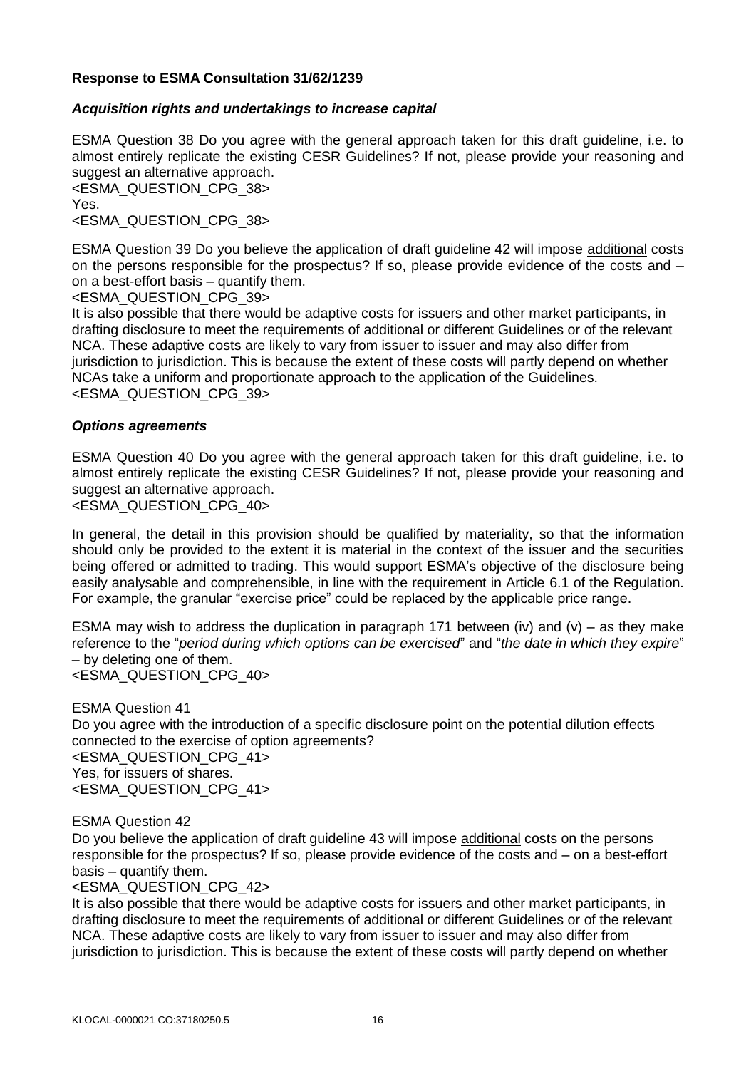**Response to ESMA Consultation 31/62/1239**

***Acquisition rights and undertakings to increase capital***

ESMA Question 38 Do you agree with the general approach taken for this draft guideline, i.e. to almost entirely replicate the existing CESR Guidelines? If not, please provide your reasoning and suggest an alternative approach.
<ESMA_QUESTION_CPG_38>
Yes.
<ESMA_QUESTION_CPG_38>

ESMA Question 39 Do you believe the application of draft guideline 42 will impose additional costs on the persons responsible for the prospectus? If so, please provide evidence of the costs and – on a best-effort basis – quantify them.
<ESMA_QUESTION_CPG_39>
It is also possible that there would be adaptive costs for issuers and other market participants, in drafting disclosure to meet the requirements of additional or different Guidelines or of the relevant NCA. These adaptive costs are likely to vary from issuer to issuer and may also differ from jurisdiction to jurisdiction. This is because the extent of these costs will partly depend on whether NCAs take a uniform and proportionate approach to the application of the Guidelines.
<ESMA_QUESTION_CPG_39>

***Options agreements***

ESMA Question 40 Do you agree with the general approach taken for this draft guideline, i.e. to almost entirely replicate the existing CESR Guidelines? If not, please provide your reasoning and suggest an alternative approach.
<ESMA_QUESTION_CPG_40>

In general, the detail in this provision should be qualified by materiality, so that the information should only be provided to the extent it is material in the context of the issuer and the securities being offered or admitted to trading. This would support ESMA's objective of the disclosure being easily analysable and comprehensible, in line with the requirement in Article 6.1 of the Regulation. For example, the granular "exercise price" could be replaced by the applicable price range.

ESMA may wish to address the duplication in paragraph 171 between (iv) and (v) – as they make reference to the "*period during which options can be exercised*" and "*the date in which they expire*" – by deleting one of them.
<ESMA_QUESTION_CPG_40>

ESMA Question 41
Do you agree with the introduction of a specific disclosure point on the potential dilution effects connected to the exercise of option agreements?
<ESMA_QUESTION_CPG_41>
Yes, for issuers of shares.
<ESMA_QUESTION_CPG_41>

ESMA Question 42
Do you believe the application of draft guideline 43 will impose additional costs on the persons responsible for the prospectus? If so, please provide evidence of the costs and – on a best-effort basis – quantify them.
<ESMA_QUESTION_CPG_42>
It is also possible that there would be adaptive costs for issuers and other market participants, in drafting disclosure to meet the requirements of additional or different Guidelines or of the relevant NCA. These adaptive costs are likely to vary from issuer to issuer and may also differ from jurisdiction to jurisdiction. This is because the extent of these costs will partly depend on whether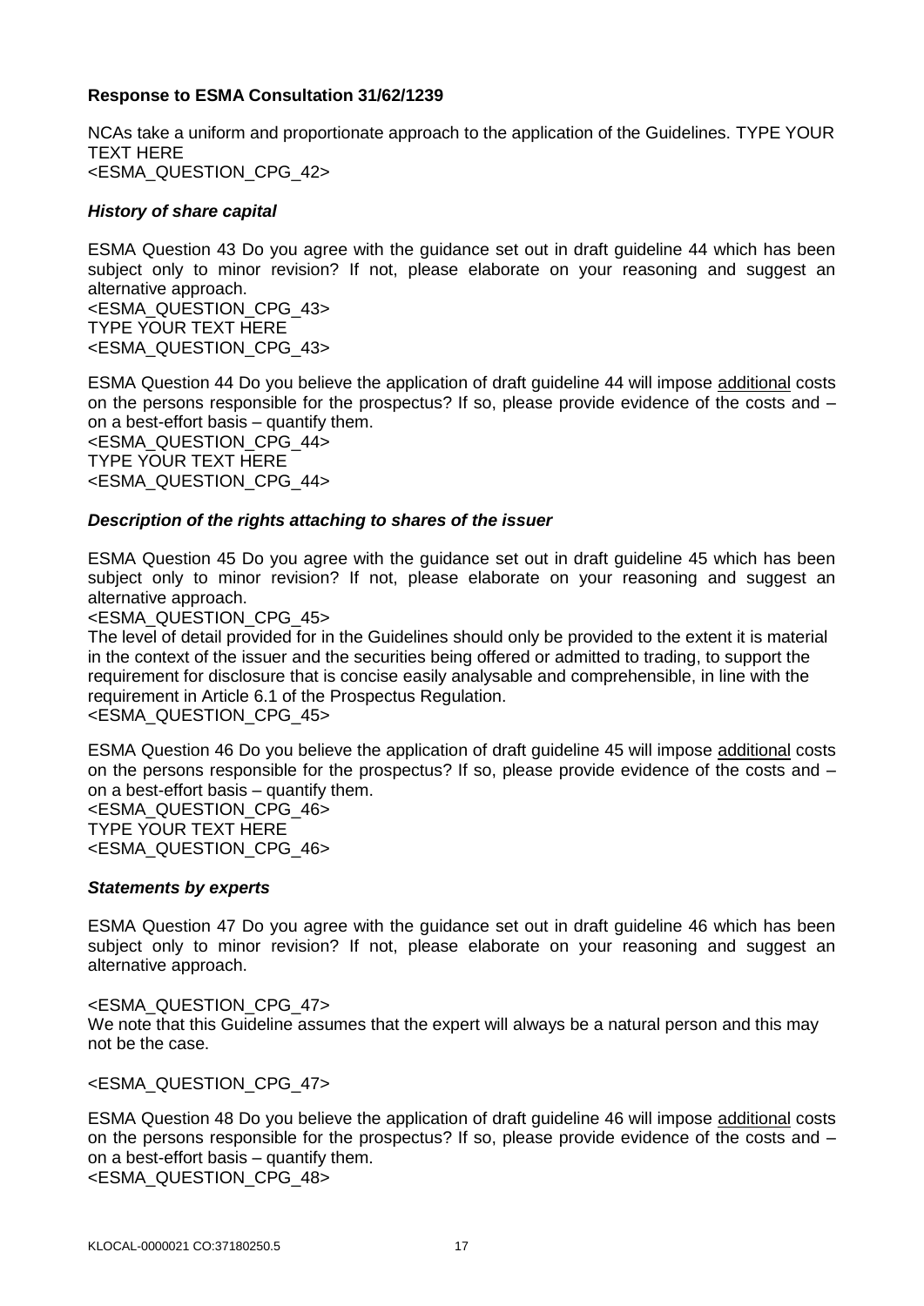**Response to ESMA Consultation 31/62/1239**

NCAs take a uniform and proportionate approach to the application of the Guidelines. TYPE YOUR TEXT HERE
<ESMA_QUESTION_CPG_42>

***History of share capital***

ESMA Question 43 Do you agree with the guidance set out in draft guideline 44 which has been subject only to minor revision? If not, please elaborate on your reasoning and suggest an alternative approach.
<ESMA_QUESTION_CPG_43>
TYPE YOUR TEXT HERE
<ESMA_QUESTION_CPG_43>

ESMA Question 44 Do you believe the application of draft guideline 44 will impose additional costs on the persons responsible for the prospectus? If so, please provide evidence of the costs and – on a best-effort basis – quantify them.
<ESMA_QUESTION_CPG_44>
TYPE YOUR TEXT HERE
<ESMA_QUESTION_CPG_44>

***Description of the rights attaching to shares of the issuer***

ESMA Question 45 Do you agree with the guidance set out in draft guideline 45 which has been subject only to minor revision? If not, please elaborate on your reasoning and suggest an alternative approach.
<ESMA_QUESTION_CPG_45>
The level of detail provided for in the Guidelines should only be provided to the extent it is material in the context of the issuer and the securities being offered or admitted to trading, to support the requirement for disclosure that is concise easily analysable and comprehensible, in line with the requirement in Article 6.1 of the Prospectus Regulation.
<ESMA_QUESTION_CPG_45>

ESMA Question 46 Do you believe the application of draft guideline 45 will impose additional costs on the persons responsible for the prospectus? If so, please provide evidence of the costs and – on a best-effort basis – quantify them.
<ESMA_QUESTION_CPG_46>
TYPE YOUR TEXT HERE
<ESMA_QUESTION_CPG_46>

***Statements by experts***

ESMA Question 47 Do you agree with the guidance set out in draft guideline 46 which has been subject only to minor revision? If not, please elaborate on your reasoning and suggest an alternative approach.

<ESMA_QUESTION_CPG_47>
We note that this Guideline assumes that the expert will always be a natural person and this may not be the case.

<ESMA_QUESTION_CPG_47>

ESMA Question 48 Do you believe the application of draft guideline 46 will impose additional costs on the persons responsible for the prospectus? If so, please provide evidence of the costs and – on a best-effort basis – quantify them.
<ESMA_QUESTION_CPG_48>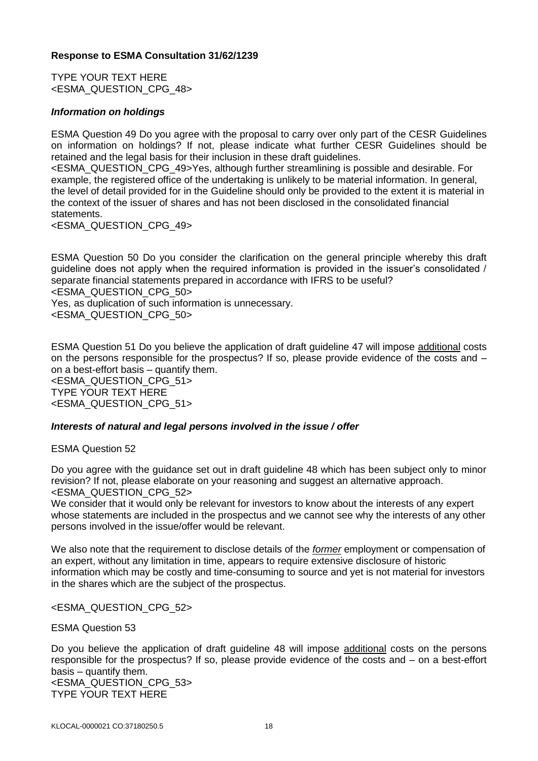**Response to ESMA Consultation 31/62/1239**

TYPE YOUR TEXT HERE
<ESMA_QUESTION_CPG_48>

***Information on holdings***

ESMA Question 49 Do you agree with the proposal to carry over only part of the CESR Guidelines on information on holdings? If not, please indicate what further CESR Guidelines should be retained and the legal basis for their inclusion in these draft guidelines.
<ESMA_QUESTION_CPG_49>Yes, although further streamlining is possible and desirable. For example, the registered office of the undertaking is unlikely to be material information. In general, the level of detail provided for in the Guideline should only be provided to the extent it is material in the context of the issuer of shares and has not been disclosed in the consolidated financial statements.
<ESMA_QUESTION_CPG_49>

ESMA Question 50 Do you consider the clarification on the general principle whereby this draft guideline does not apply when the required information is provided in the issuer's consolidated / separate financial statements prepared in accordance with IFRS to be useful?
<ESMA_QUESTION_CPG_50>
Yes, as duplication of such information is unnecessary.
<ESMA_QUESTION_CPG_50>

ESMA Question 51 Do you believe the application of draft guideline 47 will impose additional costs on the persons responsible for the prospectus? If so, please provide evidence of the costs and – on a best-effort basis – quantify them.
<ESMA_QUESTION_CPG_51>
TYPE YOUR TEXT HERE
<ESMA_QUESTION_CPG_51>

***Interests of natural and legal persons involved in the issue / offer***

ESMA Question 52

Do you agree with the guidance set out in draft guideline 48 which has been subject only to minor revision? If not, please elaborate on your reasoning and suggest an alternative approach.
<ESMA_QUESTION_CPG_52>
We consider that it would only be relevant for investors to know about the interests of any expert whose statements are included in the prospectus and we cannot see why the interests of any other persons involved in the issue/offer would be relevant.

We also note that the requirement to disclose details of the ***former*** employment or compensation of an expert, without any limitation in time, appears to require extensive disclosure of historic information which may be costly and time-consuming to source and yet is not material for investors in the shares which are the subject of the prospectus.

<ESMA_QUESTION_CPG_52>

ESMA Question 53

Do you believe the application of draft guideline 48 will impose additional costs on the persons responsible for the prospectus? If so, please provide evidence of the costs and – on a best-effort basis – quantify them.
<ESMA_QUESTION_CPG_53>
TYPE YOUR TEXT HERE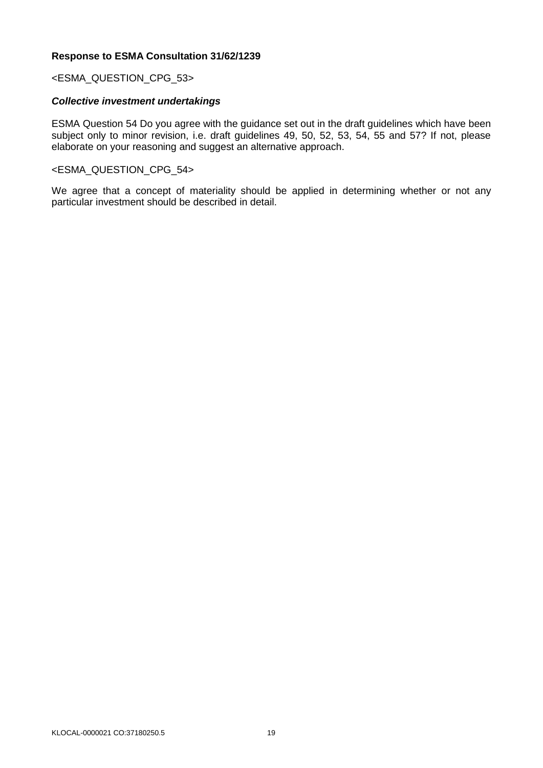**Response to ESMA Consultation 31/62/1239**

<ESMA_QUESTION_CPG_53>

***Collective investment undertakings***

ESMA Question 54 Do you agree with the guidance set out in the draft guidelines which have been subject only to minor revision, i.e. draft guidelines 49, 50, 52, 53, 54, 55 and 57? If not, please elaborate on your reasoning and suggest an alternative approach.

<ESMA_QUESTION_CPG_54>

We agree that a concept of materiality should be applied in determining whether or not any particular investment should be described in detail.